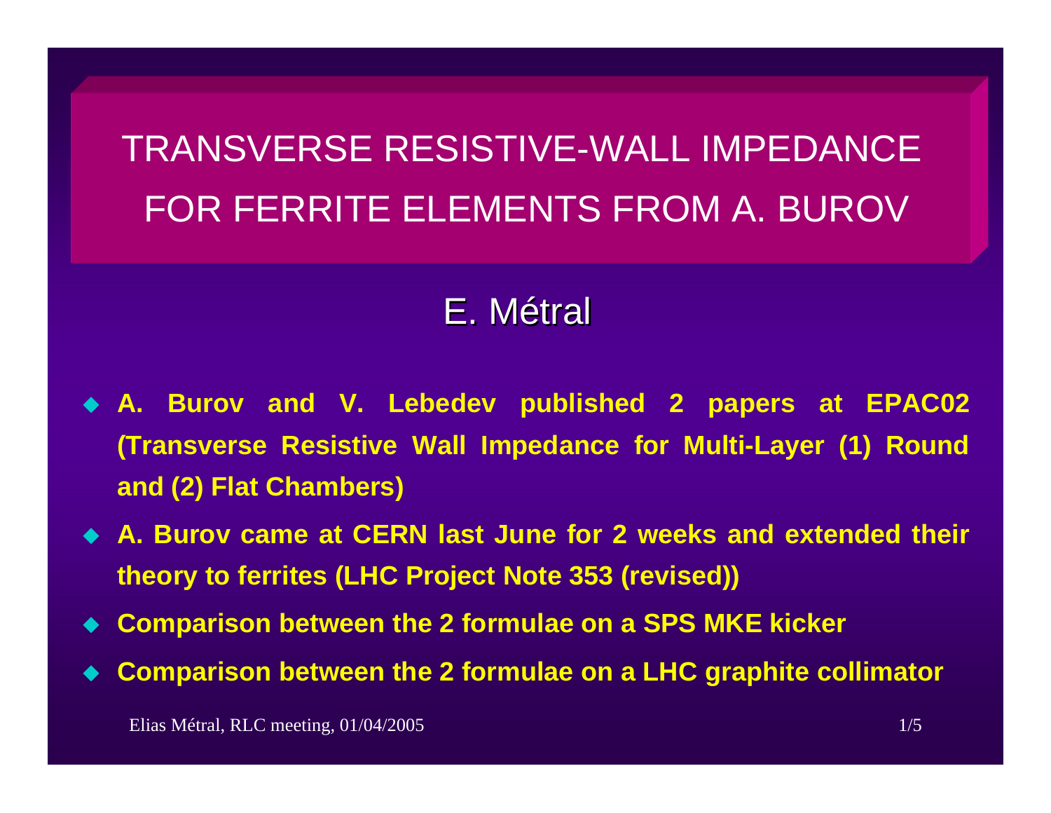# TRANSVERSE RESISTIVE-WALL IMPEDANCE FOR FERRITE ELEMENTS FROM A. BUROV

## E. Métral

- **A. Burov and V. Lebedev published 2 papers at EPAC02 (Transverse Resistive Wall Impedance for Multi-Layer (1) Round and (2) Flat Chambers)**
- **A. Burov came at CERN last June for 2 weeks and extended their theory to ferrites (LHC Project Note 353 (revised))**
- **Comparison between the 2 formulae on a SPS MKE kicker**
- **Comparison between the 2 formulae on a LHC graphite collimator**

Elias Métral, RLC meeting, 01/04/2005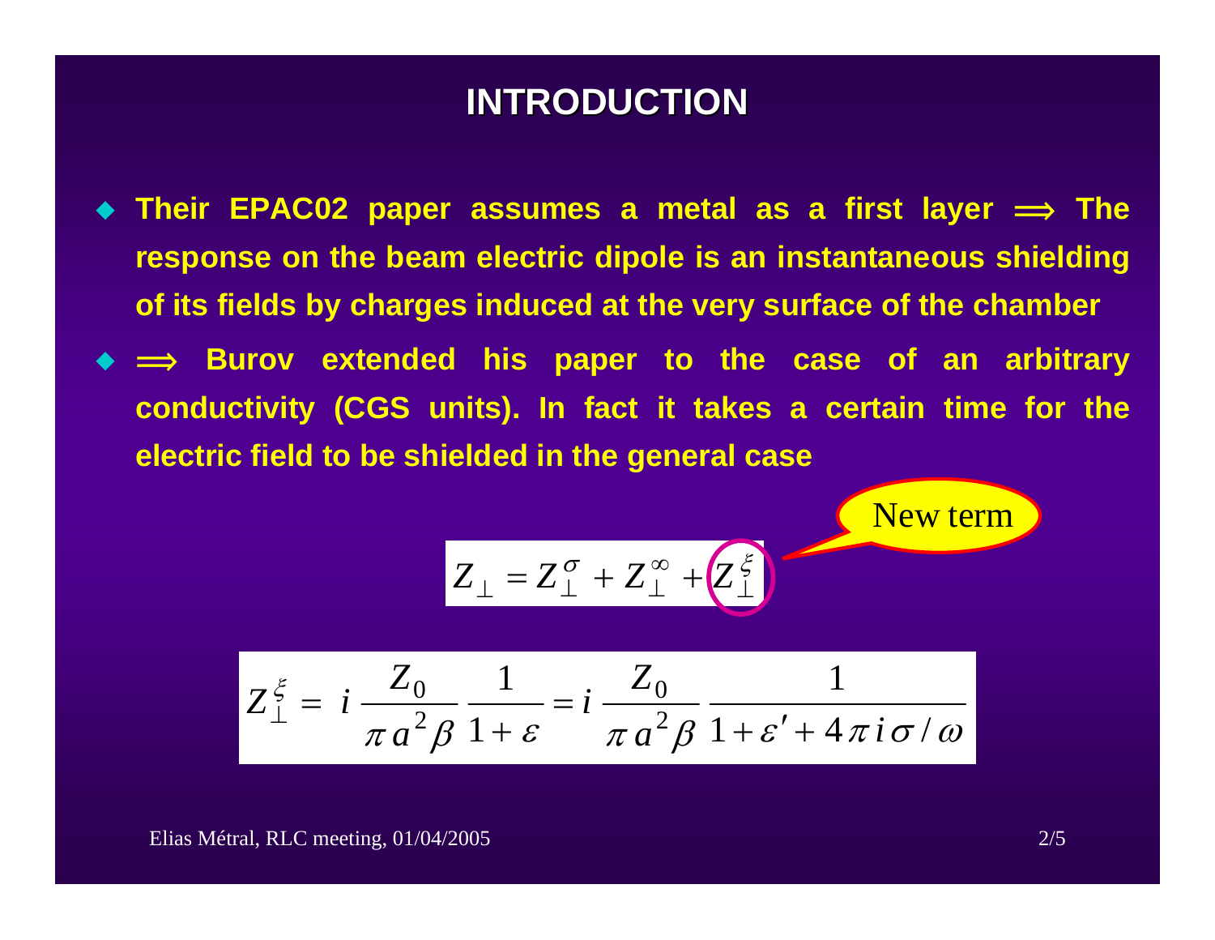# INTRODUCTION

- Their EPAC02 paper assumes a metal as a first layer $\Longrightarrow$ The response on the beam electric dipole is an instantaneous shielding of its fields by charges induced at the very surface of the chamber
- $\Longrightarrow$ Burov extended his paper to the case of an arbitrary conductivity (CGS units). In fact it takes a certain time for the electric field to be shielded in the general case

New term

$$Z_{\perp} = Z_{\perp}^{\sigma} + Z_{\perp}^{\infty} + Z_{\perp}^{\xi}$$

$$Z_{\perp}^{\xi} = i \, \frac{Z_0}{\pi \, a^2 \beta} \, \frac{1}{1+\varepsilon} = i \, \frac{Z_0}{\pi \, a^2 \beta} \, \frac{1}{1+\varepsilon' + 4 \pi \, i \, \sigma / \omega}$$

Elias Métral, RLC meeting, 01/04/2005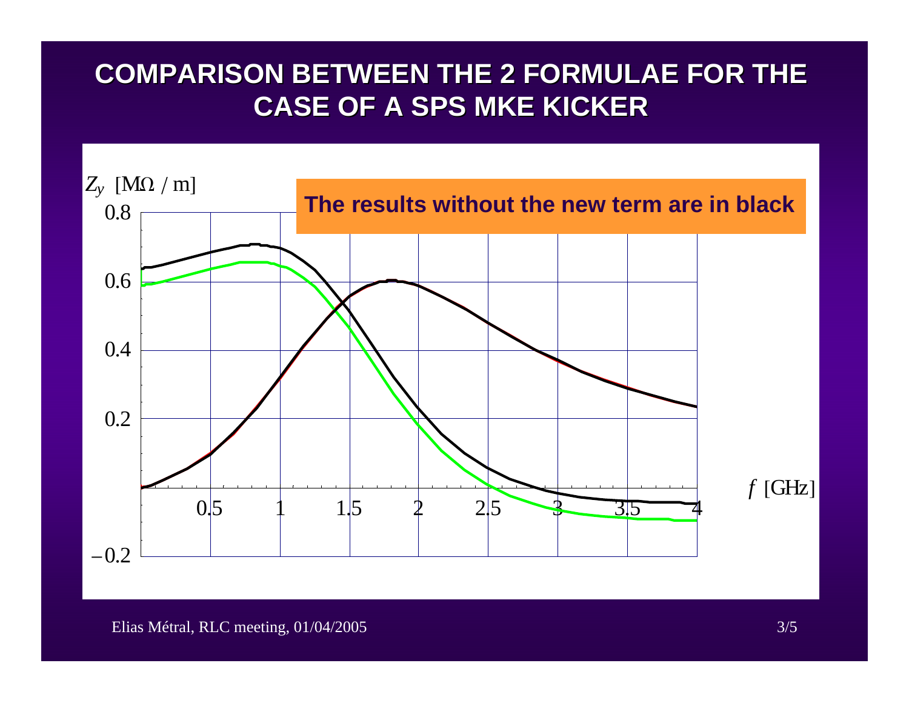# COMPARISON BETWEEN THE 2 FORMULAE FOR THE CASE OF A SPS MKE KICKER

$Z_y$ [MΩ / m]

**The results without the new term are in black**

$f$ [GHz]

Elias Métral, RLC meeting, 01/04/2005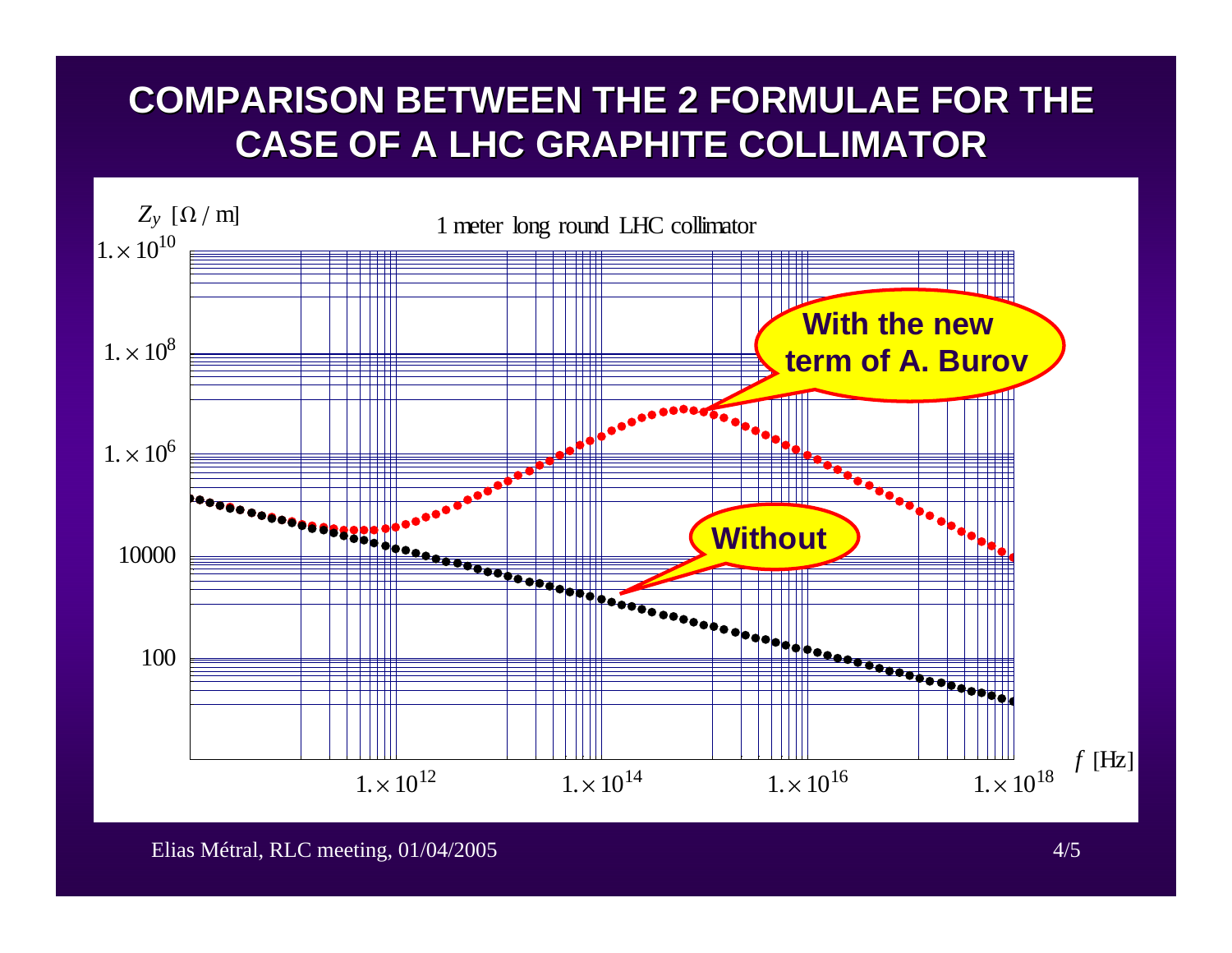# COMPARISON BETWEEN THE 2 FORMULAE FOR THE CASE OF A LHC GRAPHITE COLLIMATOR

$Z_y$ [$\Omega$ / m]

1 meter long round LHC collimator

With the new term of A. Burov

Without

$f$ [Hz]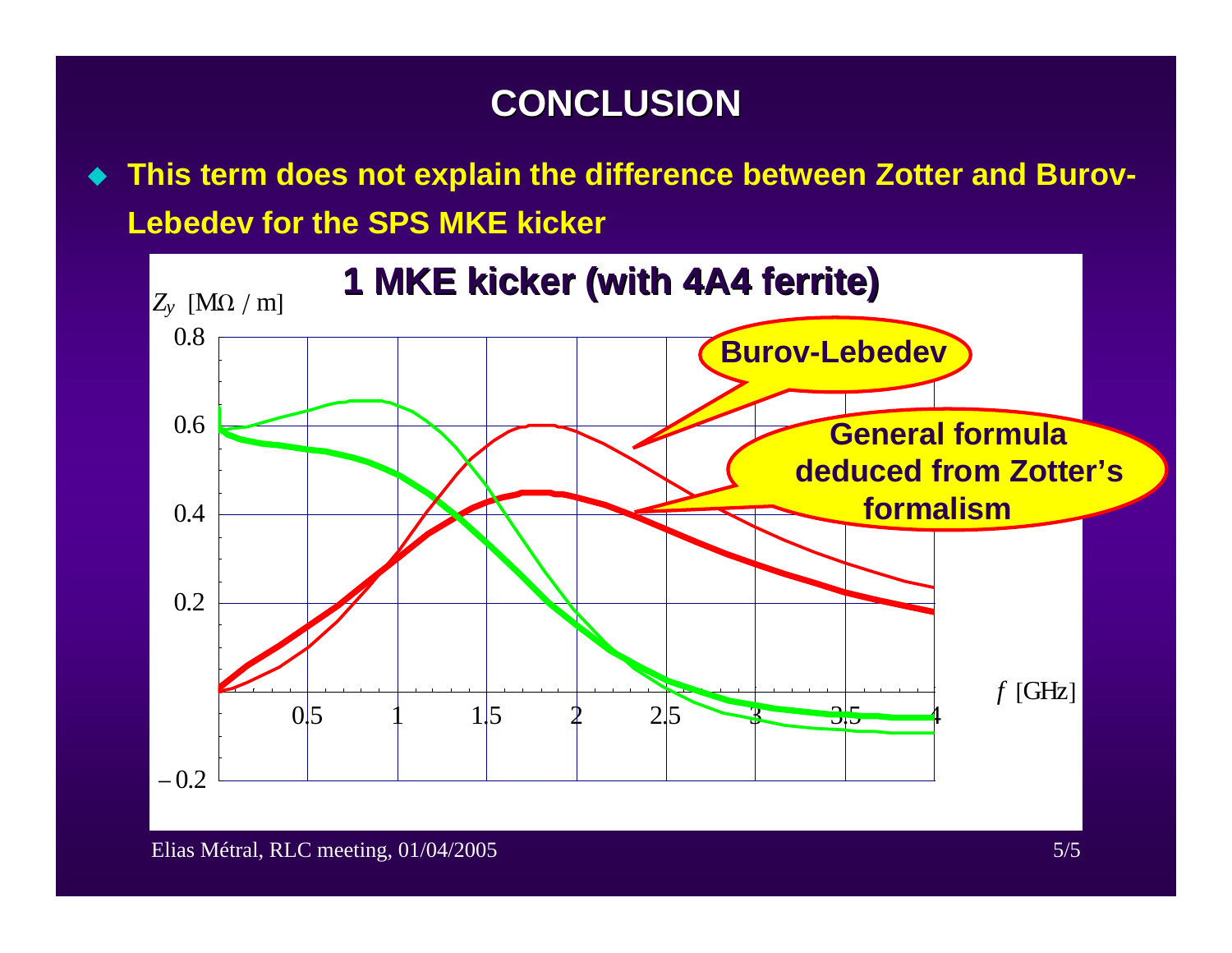# CONCLUSION

- **This term does not explain the difference between Zotter and Burov-Lebedev for the SPS MKE kicker**

**1 MKE kicker (with 4A4 ferrite)**

$Z_y$ [MΩ / m]

0.8
0.6
0.4
0.2
– 0.2

0.5 1 1.5 2 2.5 3 3.5 4

$f$ [GHz]

Burov-Lebedev

General formula deduced from Zotter's formalism

Elias Métral, RLC meeting, 01/04/2005